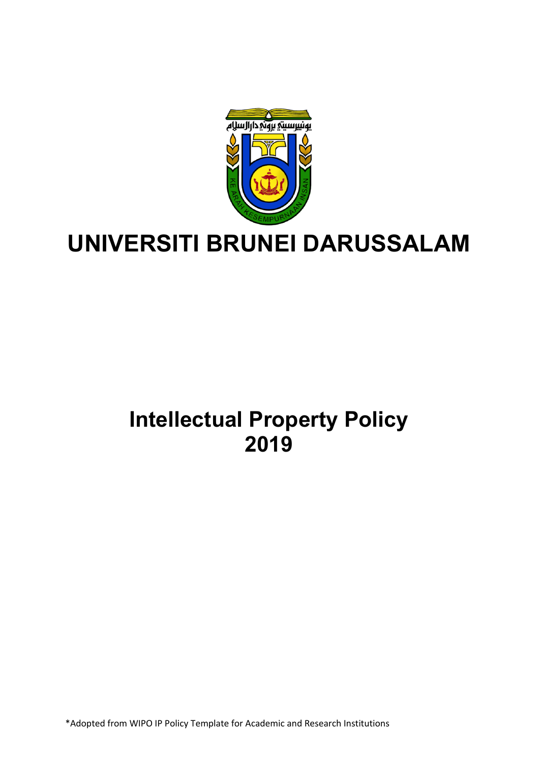# UNIVERSITI BRUNEI DARUSSALAM

## Intellectual Property Policy 2019

*Adopted from WIPO IP Policy Template for Academic and Research Institutions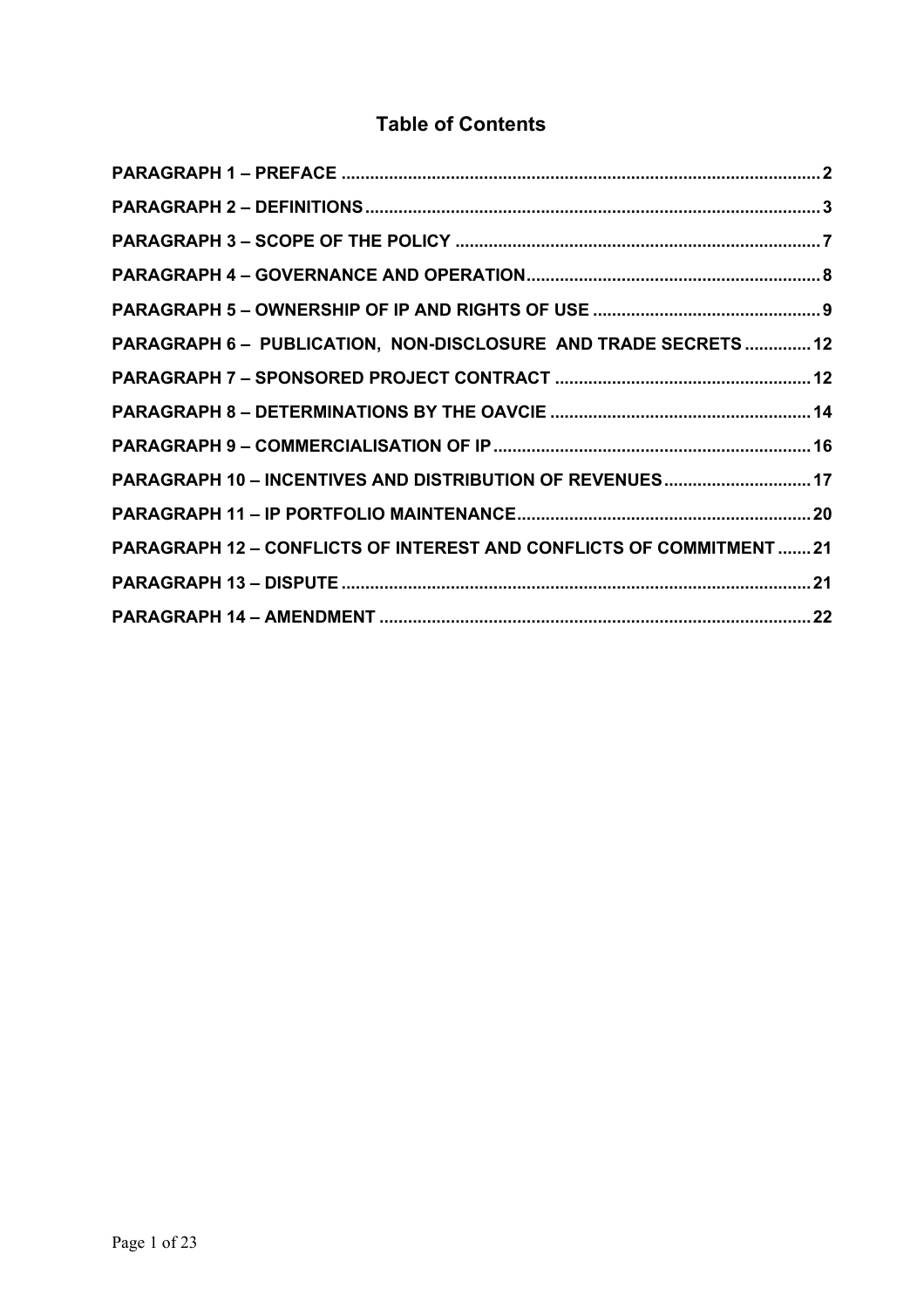# Table of Contents

PARAGRAPH 1 – PREFACE ..................................................................................................... 2

PARAGRAPH 2 – DEFINITIONS............................................................................................... 3

PARAGRAPH 3 – SCOPE OF THE POLICY ............................................................................. 7

PARAGRAPH 4 – GOVERNANCE AND OPERATION.............................................................. 8

PARAGRAPH 5 – OWNERSHIP OF IP AND RIGHTS OF USE ................................................ 9

PARAGRAPH 6 – PUBLICATION, NON-DISCLOSURE AND TRADE SECRETS .............. 12

PARAGRAPH 7 – SPONSORED PROJECT CONTRACT ...................................................... 12

PARAGRAPH 8 – DETERMINATIONS BY THE OAVCIE ....................................................... 14

PARAGRAPH 9 – COMMERCIALISATION OF IP................................................................... 16

PARAGRAPH 10 – INCENTIVES AND DISTRIBUTION OF REVENUES............................... 17

PARAGRAPH 11 – IP PORTFOLIO MAINTENANCE.............................................................. 20

PARAGRAPH 12 – CONFLICTS OF INTEREST AND CONFLICTS OF COMMITMENT ....... 21

PARAGRAPH 13 – DISPUTE ................................................................................................... 21

PARAGRAPH 14 – AMENDMENT ........................................................................................... 22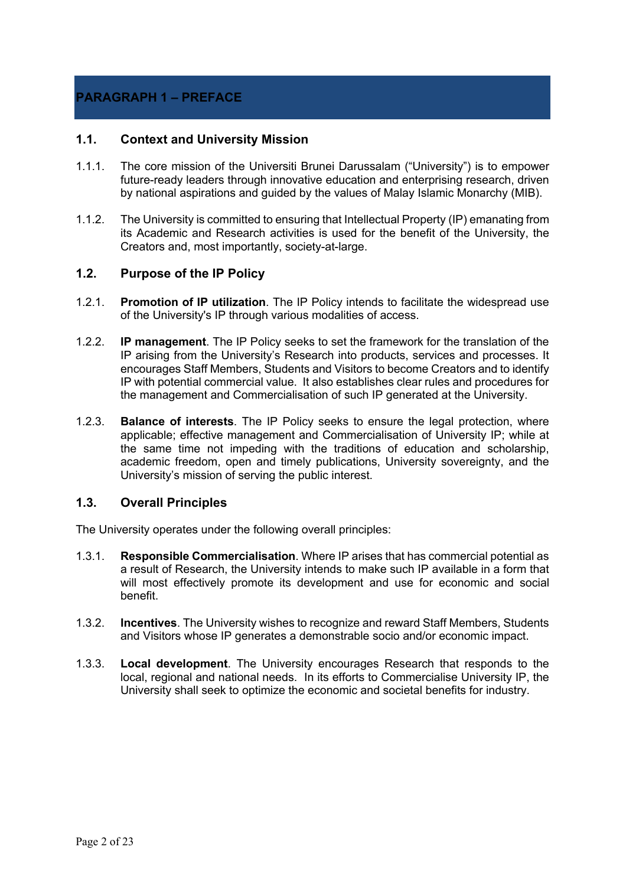# PARAGRAPH 1 – PREFACE

## 1.1. Context and University Mission

1.1.1. The core mission of the Universiti Brunei Darussalam ("University") is to empower future-ready leaders through innovative education and enterprising research, driven by national aspirations and guided by the values of Malay Islamic Monarchy (MIB).

1.1.2. The University is committed to ensuring that Intellectual Property (IP) emanating from its Academic and Research activities is used for the benefit of the University, the Creators and, most importantly, society-at-large.

## 1.2. Purpose of the IP Policy

1.2.1. **Promotion of IP utilization**. The IP Policy intends to facilitate the widespread use of the University's IP through various modalities of access.

1.2.2. **IP management**. The IP Policy seeks to set the framework for the translation of the IP arising from the University's Research into products, services and processes. It encourages Staff Members, Students and Visitors to become Creators and to identify IP with potential commercial value. It also establishes clear rules and procedures for the management and Commercialisation of such IP generated at the University.

1.2.3. **Balance of interests**. The IP Policy seeks to ensure the legal protection, where applicable; effective management and Commercialisation of University IP; while at the same time not impeding with the traditions of education and scholarship, academic freedom, open and timely publications, University sovereignty, and the University's mission of serving the public interest.

## 1.3. Overall Principles

The University operates under the following overall principles:

1.3.1. **Responsible Commercialisation**. Where IP arises that has commercial potential as a result of Research, the University intends to make such IP available in a form that will most effectively promote its development and use for economic and social benefit.

1.3.2. **Incentives**. The University wishes to recognize and reward Staff Members, Students and Visitors whose IP generates a demonstrable socio and/or economic impact.

1.3.3. **Local development**. The University encourages Research that responds to the local, regional and national needs. In its efforts to Commercialise University IP, the University shall seek to optimize the economic and societal benefits for industry.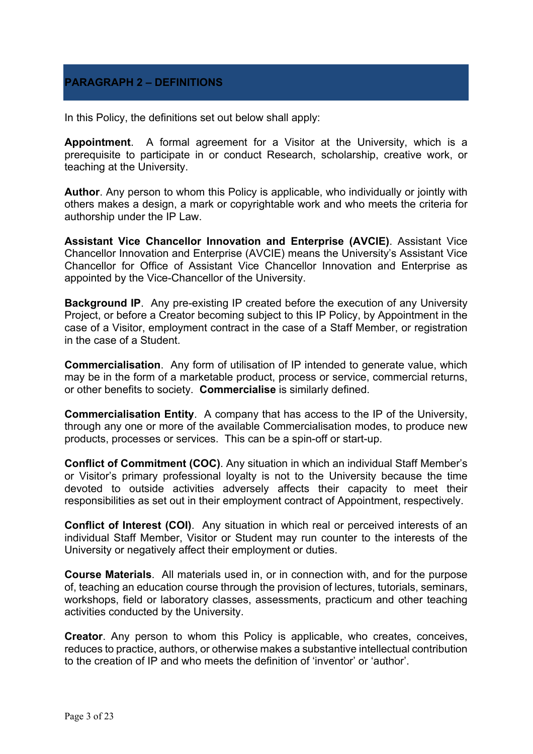## PARAGRAPH 2 – DEFINITIONS

In this Policy, the definitions set out below shall apply:

**Appointment**. A formal agreement for a Visitor at the University, which is a prerequisite to participate in or conduct Research, scholarship, creative work, or teaching at the University.

**Author**. Any person to whom this Policy is applicable, who individually or jointly with others makes a design, a mark or copyrightable work and who meets the criteria for authorship under the IP Law.

**Assistant Vice Chancellor Innovation and Enterprise (AVCIE)**. Assistant Vice Chancellor Innovation and Enterprise (AVCIE) means the University's Assistant Vice Chancellor for Office of Assistant Vice Chancellor Innovation and Enterprise as appointed by the Vice-Chancellor of the University.

**Background IP**. Any pre-existing IP created before the execution of any University Project, or before a Creator becoming subject to this IP Policy, by Appointment in the case of a Visitor, employment contract in the case of a Staff Member, or registration in the case of a Student.

**Commercialisation**. Any form of utilisation of IP intended to generate value, which may be in the form of a marketable product, process or service, commercial returns, or other benefits to society. **Commercialise** is similarly defined.

**Commercialisation Entity**. A company that has access to the IP of the University, through any one or more of the available Commercialisation modes, to produce new products, processes or services. This can be a spin-off or start-up.

**Conflict of Commitment (COC)**. Any situation in which an individual Staff Member's or Visitor's primary professional loyalty is not to the University because the time devoted to outside activities adversely affects their capacity to meet their responsibilities as set out in their employment contract of Appointment, respectively.

**Conflict of Interest (COI)**. Any situation in which real or perceived interests of an individual Staff Member, Visitor or Student may run counter to the interests of the University or negatively affect their employment or duties.

**Course Materials**. All materials used in, or in connection with, and for the purpose of, teaching an education course through the provision of lectures, tutorials, seminars, workshops, field or laboratory classes, assessments, practicum and other teaching activities conducted by the University.

**Creator**. Any person to whom this Policy is applicable, who creates, conceives, reduces to practice, authors, or otherwise makes a substantive intellectual contribution to the creation of IP and who meets the definition of 'inventor' or 'author'.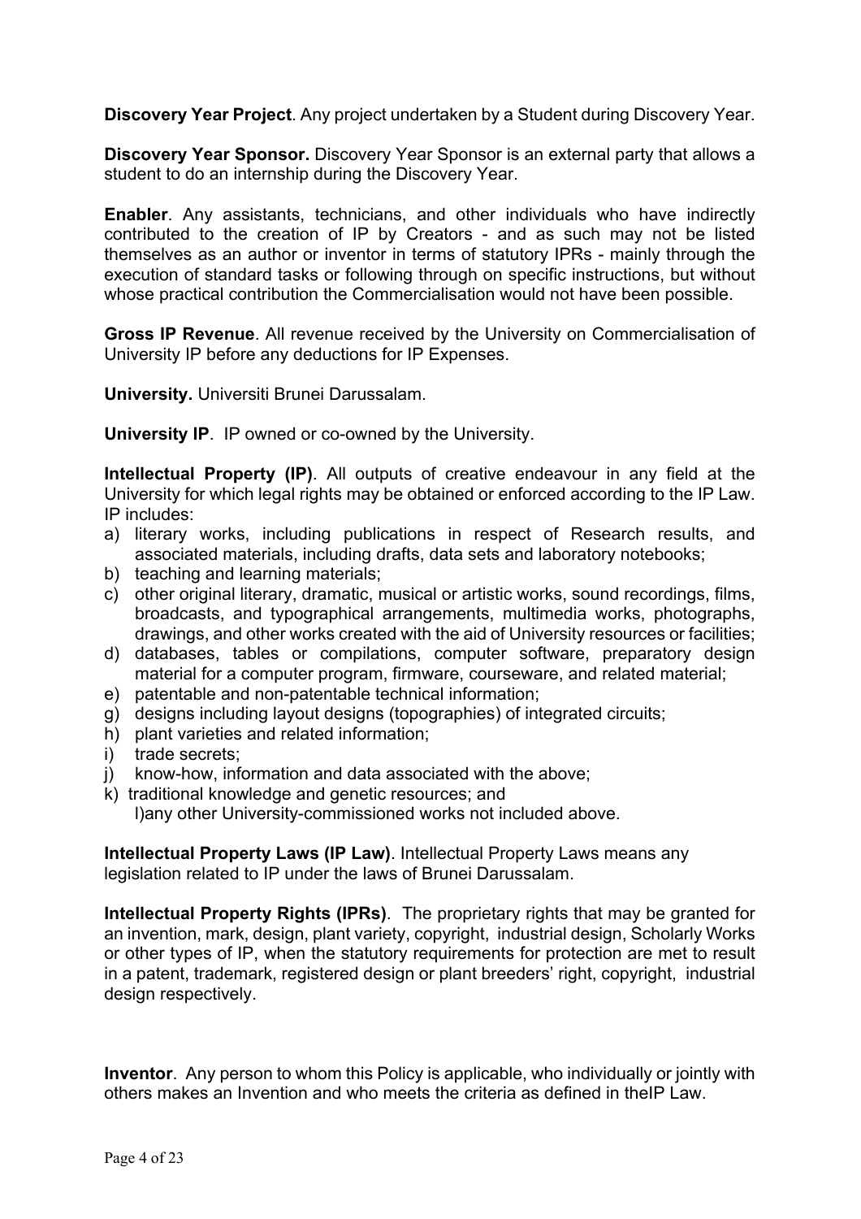**Discovery Year Project**. Any project undertaken by a Student during Discovery Year.

**Discovery Year Sponsor.** Discovery Year Sponsor is an external party that allows a student to do an internship during the Discovery Year.

**Enabler**. Any assistants, technicians, and other individuals who have indirectly contributed to the creation of IP by Creators - and as such may not be listed themselves as an author or inventor in terms of statutory IPRs - mainly through the execution of standard tasks or following through on specific instructions, but without whose practical contribution the Commercialisation would not have been possible.

**Gross IP Revenue**. All revenue received by the University on Commercialisation of University IP before any deductions for IP Expenses.

**University.** Universiti Brunei Darussalam.

**University IP**. IP owned or co-owned by the University.

**Intellectual Property (IP)**. All outputs of creative endeavour in any field at the University for which legal rights may be obtained or enforced according to the IP Law. IP includes:

a) literary works, including publications in respect of Research results, and associated materials, including drafts, data sets and laboratory notebooks;
b) teaching and learning materials;
c) other original literary, dramatic, musical or artistic works, sound recordings, films, broadcasts, and typographical arrangements, multimedia works, photographs, drawings, and other works created with the aid of University resources or facilities;
d) databases, tables or compilations, computer software, preparatory design material for a computer program, firmware, courseware, and related material;
e) patentable and non-patentable technical information;
g) designs including layout designs (topographies) of integrated circuits;
h) plant varieties and related information;
i) trade secrets;
j) know-how, information and data associated with the above;
k) traditional knowledge and genetic resources; and
l)any other University-commissioned works not included above.

**Intellectual Property Laws (IP Law)**. Intellectual Property Laws means any legislation related to IP under the laws of Brunei Darussalam.

**Intellectual Property Rights (IPRs)**. The proprietary rights that may be granted for an invention, mark, design, plant variety, copyright, industrial design, Scholarly Works or other types of IP, when the statutory requirements for protection are met to result in a patent, trademark, registered design or plant breeders' right, copyright, industrial design respectively.

**Inventor**. Any person to whom this Policy is applicable, who individually or jointly with others makes an Invention and who meets the criteria as defined in theIP Law.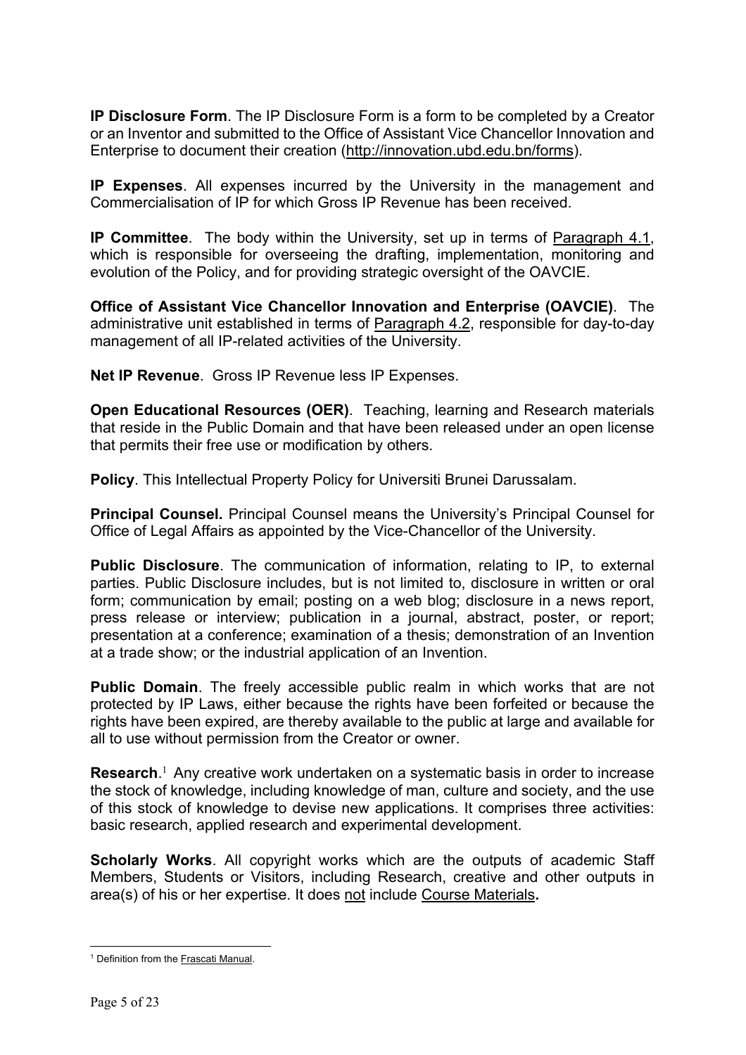**IP Disclosure Form**. The IP Disclosure Form is a form to be completed by a Creator or an Inventor and submitted to the Office of Assistant Vice Chancellor Innovation and Enterprise to document their creation (http://innovation.ubd.edu.bn/forms).

**IP Expenses**. All expenses incurred by the University in the management and Commercialisation of IP for which Gross IP Revenue has been received.

**IP Committee**. The body within the University, set up in terms of Paragraph 4.1, which is responsible for overseeing the drafting, implementation, monitoring and evolution of the Policy, and for providing strategic oversight of the OAVCIE.

**Office of Assistant Vice Chancellor Innovation and Enterprise (OAVCIE)**. The administrative unit established in terms of Paragraph 4.2, responsible for day-to-day management of all IP-related activities of the University.

**Net IP Revenue**. Gross IP Revenue less IP Expenses.

**Open Educational Resources (OER)**. Teaching, learning and Research materials that reside in the Public Domain and that have been released under an open license that permits their free use or modification by others.

**Policy**. This Intellectual Property Policy for Universiti Brunei Darussalam.

**Principal Counsel.** Principal Counsel means the University's Principal Counsel for Office of Legal Affairs as appointed by the Vice-Chancellor of the University.

**Public Disclosure**. The communication of information, relating to IP, to external parties. Public Disclosure includes, but is not limited to, disclosure in written or oral form; communication by email; posting on a web blog; disclosure in a news report, press release or interview; publication in a journal, abstract, poster, or report; presentation at a conference; examination of a thesis; demonstration of an Invention at a trade show; or the industrial application of an Invention.

**Public Domain**. The freely accessible public realm in which works that are not protected by IP Laws, either because the rights have been forfeited or because the rights have been expired, are thereby available to the public at large and available for all to use without permission from the Creator or owner.

**Research**.[1] Any creative work undertaken on a systematic basis in order to increase the stock of knowledge, including knowledge of man, culture and society, and the use of this stock of knowledge to devise new applications. It comprises three activities: basic research, applied research and experimental development.

**Scholarly Works**. All copyright works which are the outputs of academic Staff Members, Students or Visitors, including Research, creative and other outputs in area(s) of his or her expertise. It does not include Course Materials**.**

[1] Definition from the Frascati Manual.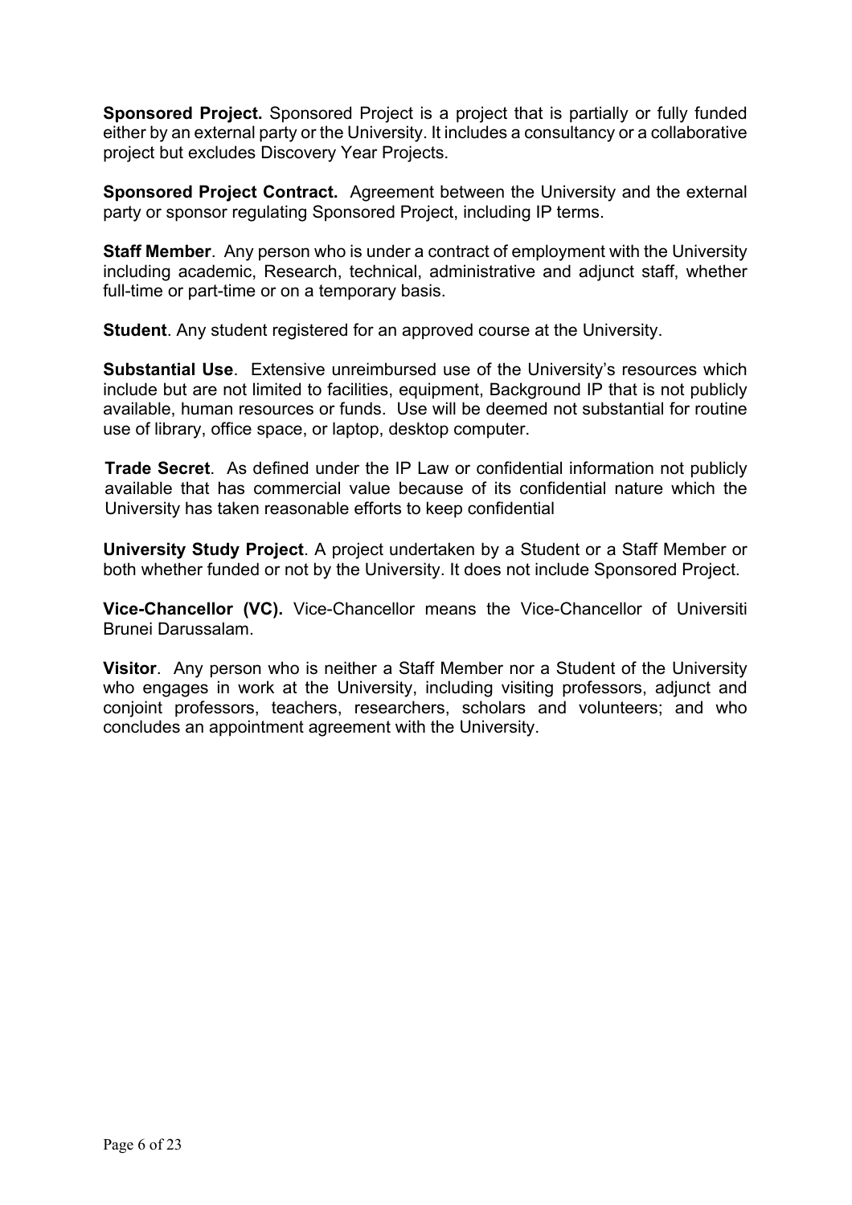**Sponsored Project.** Sponsored Project is a project that is partially or fully funded either by an external party or the University. It includes a consultancy or a collaborative project but excludes Discovery Year Projects.

**Sponsored Project Contract.** Agreement between the University and the external party or sponsor regulating Sponsored Project, including IP terms.

**Staff Member**. Any person who is under a contract of employment with the University including academic, Research, technical, administrative and adjunct staff, whether full-time or part-time or on a temporary basis.

**Student**. Any student registered for an approved course at the University.

**Substantial Use**. Extensive unreimbursed use of the University's resources which include but are not limited to facilities, equipment, Background IP that is not publicly available, human resources or funds. Use will be deemed not substantial for routine use of library, office space, or laptop, desktop computer.

**Trade Secret**. As defined under the IP Law or confidential information not publicly available that has commercial value because of its confidential nature which the University has taken reasonable efforts to keep confidential

**University Study Project**. A project undertaken by a Student or a Staff Member or both whether funded or not by the University. It does not include Sponsored Project.

**Vice-Chancellor (VC).** Vice-Chancellor means the Vice-Chancellor of Universiti Brunei Darussalam.

**Visitor**. Any person who is neither a Staff Member nor a Student of the University who engages in work at the University, including visiting professors, adjunct and conjoint professors, teachers, researchers, scholars and volunteers; and who concludes an appointment agreement with the University.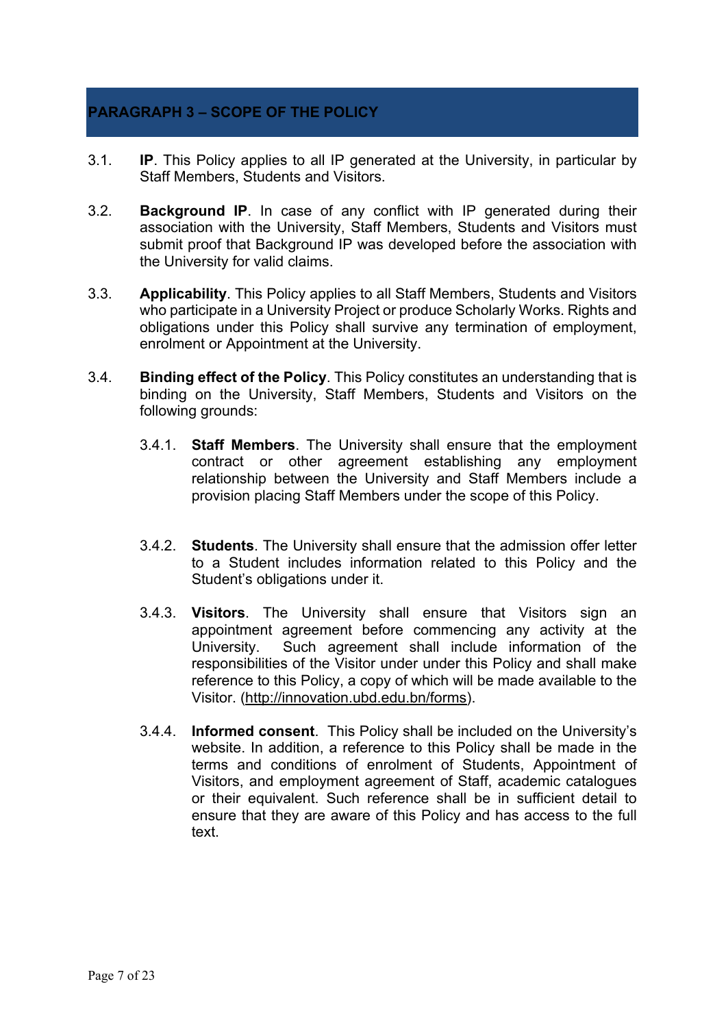## PARAGRAPH 3 – SCOPE OF THE POLICY

3.1. **IP**. This Policy applies to all IP generated at the University, in particular by Staff Members, Students and Visitors.

3.2. **Background IP**. In case of any conflict with IP generated during their association with the University, Staff Members, Students and Visitors must submit proof that Background IP was developed before the association with the University for valid claims.

3.3. **Applicability**. This Policy applies to all Staff Members, Students and Visitors who participate in a University Project or produce Scholarly Works. Rights and obligations under this Policy shall survive any termination of employment, enrolment or Appointment at the University.

3.4. **Binding effect of the Policy**. This Policy constitutes an understanding that is binding on the University, Staff Members, Students and Visitors on the following grounds:

3.4.1. **Staff Members**. The University shall ensure that the employment contract or other agreement establishing any employment relationship between the University and Staff Members include a provision placing Staff Members under the scope of this Policy.

3.4.2. **Students**. The University shall ensure that the admission offer letter to a Student includes information related to this Policy and the Student's obligations under it.

3.4.3. **Visitors**. The University shall ensure that Visitors sign an appointment agreement before commencing any activity at the University. Such agreement shall include information of the responsibilities of the Visitor under under this Policy and shall make reference to this Policy, a copy of which will be made available to the Visitor. (http://innovation.ubd.edu.bn/forms).

3.4.4. **Informed consent**. This Policy shall be included on the University's website. In addition, a reference to this Policy shall be made in the terms and conditions of enrolment of Students, Appointment of Visitors, and employment agreement of Staff, academic catalogues or their equivalent. Such reference shall be in sufficient detail to ensure that they are aware of this Policy and has access to the full text.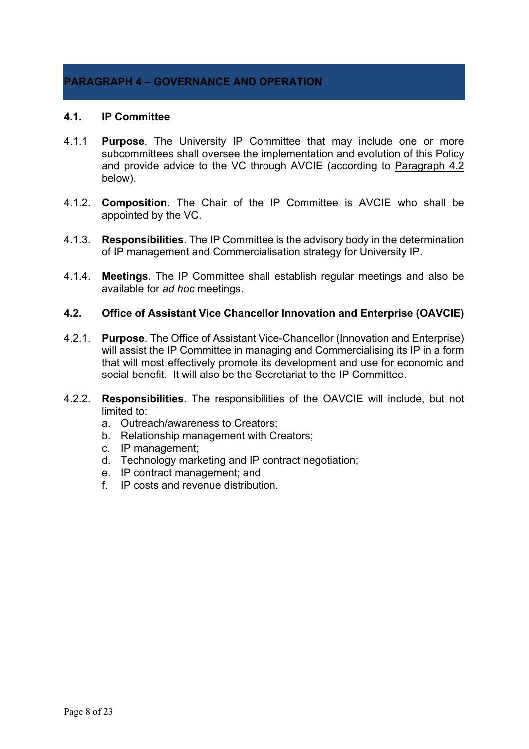## PARAGRAPH 4 – GOVERNANCE AND OPERATION

### 4.1. IP Committee

4.1.1 **Purpose**. The University IP Committee that may include one or more subcommittees shall oversee the implementation and evolution of this Policy and provide advice to the VC through AVCIE (according to Paragraph 4.2 below).

4.1.2. **Composition**. The Chair of the IP Committee is AVCIE who shall be appointed by the VC.

4.1.3. **Responsibilities**. The IP Committee is the advisory body in the determination of IP management and Commercialisation strategy for University IP.

4.1.4. **Meetings**. The IP Committee shall establish regular meetings and also be available for *ad hoc* meetings.

### 4.2. Office of Assistant Vice Chancellor Innovation and Enterprise (OAVCIE)

4.2.1. **Purpose**. The Office of Assistant Vice-Chancellor (Innovation and Enterprise) will assist the IP Committee in managing and Commercialising its IP in a form that will most effectively promote its development and use for economic and social benefit. It will also be the Secretariat to the IP Committee.

4.2.2. **Responsibilities**. The responsibilities of the OAVCIE will include, but not limited to:

a. Outreach/awareness to Creators;
b. Relationship management with Creators;
c. IP management;
d. Technology marketing and IP contract negotiation;
e. IP contract management; and
f. IP costs and revenue distribution.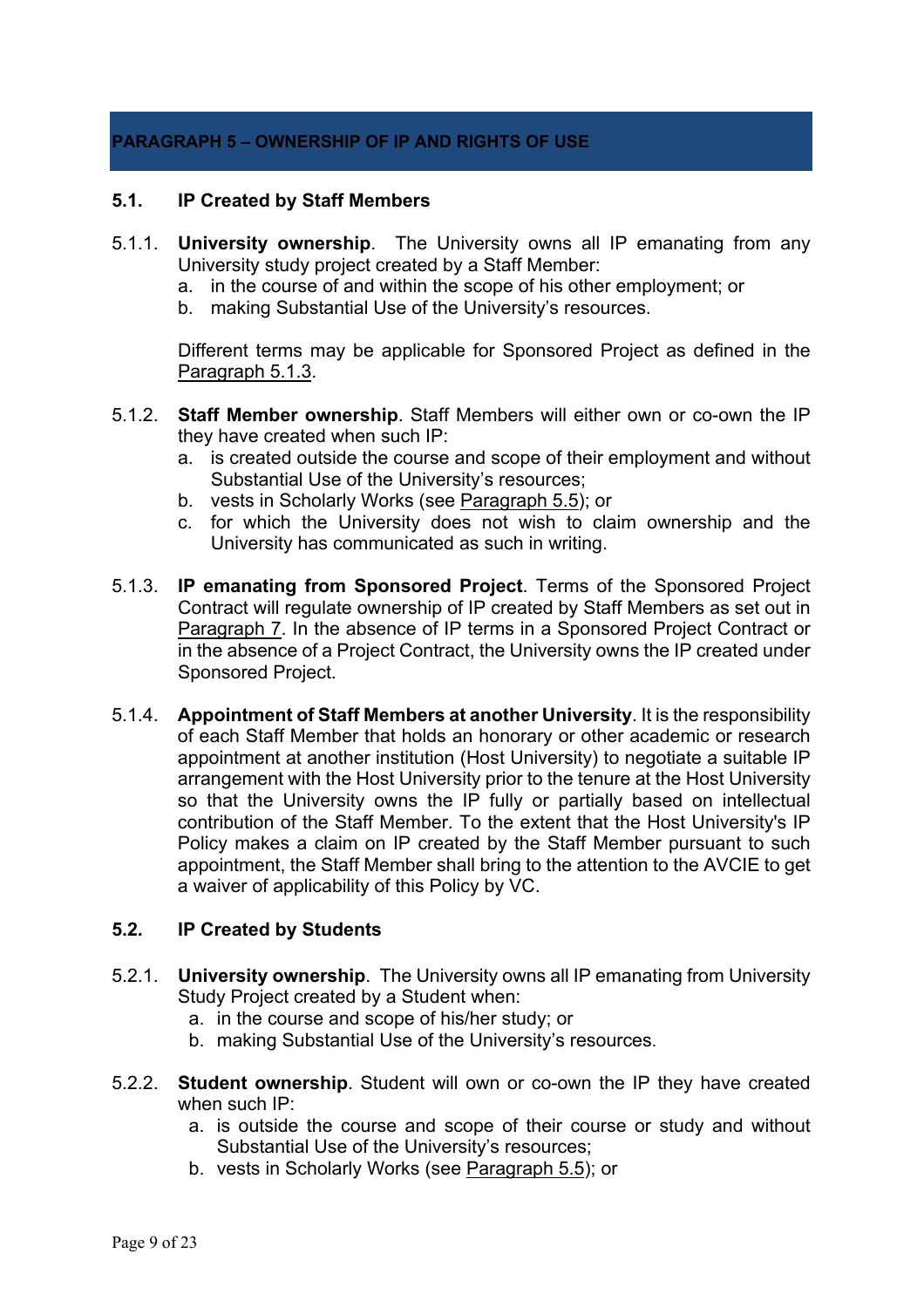## PARAGRAPH 5 – OWNERSHIP OF IP AND RIGHTS OF USE

### 5.1. IP Created by Staff Members

5.1.1. **University ownership**. The University owns all IP emanating from any University study project created by a Staff Member:

a. in the course of and within the scope of his other employment; or
b. making Substantial Use of the University's resources.

Different terms may be applicable for Sponsored Project as defined in the Paragraph 5.1.3.

5.1.2. **Staff Member ownership**. Staff Members will either own or co-own the IP they have created when such IP:

a. is created outside the course and scope of their employment and without Substantial Use of the University's resources;
b. vests in Scholarly Works (see Paragraph 5.5); or
c. for which the University does not wish to claim ownership and the University has communicated as such in writing.

5.1.3. **IP emanating from Sponsored Project**. Terms of the Sponsored Project Contract will regulate ownership of IP created by Staff Members as set out in Paragraph 7. In the absence of IP terms in a Sponsored Project Contract or in the absence of a Project Contract, the University owns the IP created under Sponsored Project.

5.1.4. **Appointment of Staff Members at another University**. It is the responsibility of each Staff Member that holds an honorary or other academic or research appointment at another institution (Host University) to negotiate a suitable IP arrangement with the Host University prior to the tenure at the Host University so that the University owns the IP fully or partially based on intellectual contribution of the Staff Member. To the extent that the Host University's IP Policy makes a claim on IP created by the Staff Member pursuant to such appointment, the Staff Member shall bring to the attention to the AVCIE to get a waiver of applicability of this Policy by VC.

### 5.2. IP Created by Students

5.2.1. **University ownership**. The University owns all IP emanating from University Study Project created by a Student when:

a. in the course and scope of his/her study; or
b. making Substantial Use of the University's resources.

5.2.2. **Student ownership**. Student will own or co-own the IP they have created when such IP:

a. is outside the course and scope of their course or study and without Substantial Use of the University's resources;
b. vests in Scholarly Works (see Paragraph 5.5); or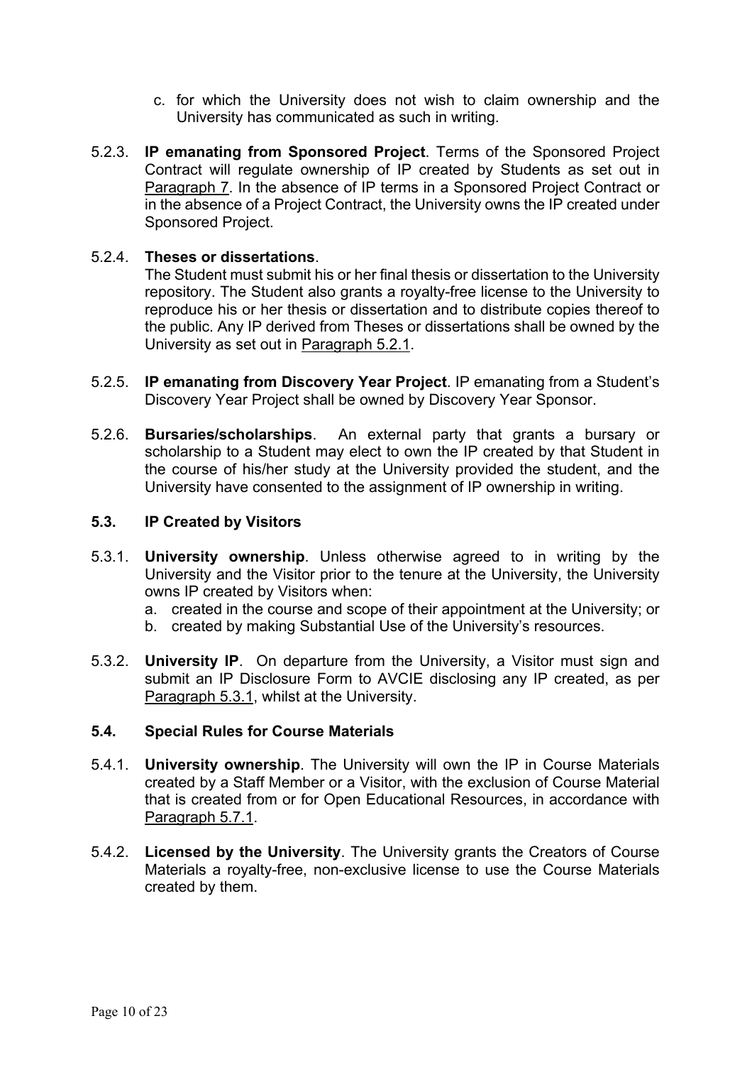c. for which the University does not wish to claim ownership and the University has communicated as such in writing.

5.2.3. **IP emanating from Sponsored Project**. Terms of the Sponsored Project Contract will regulate ownership of IP created by Students as set out in Paragraph 7. In the absence of IP terms in a Sponsored Project Contract or in the absence of a Project Contract, the University owns the IP created under Sponsored Project.

5.2.4. **Theses or dissertations**.
The Student must submit his or her final thesis or dissertation to the University repository. The Student also grants a royalty-free license to the University to reproduce his or her thesis or dissertation and to distribute copies thereof to the public. Any IP derived from Theses or dissertations shall be owned by the University as set out in Paragraph 5.2.1.

5.2.5. **IP emanating from Discovery Year Project**. IP emanating from a Student's Discovery Year Project shall be owned by Discovery Year Sponsor.

5.2.6. **Bursaries/scholarships**. An external party that grants a bursary or scholarship to a Student may elect to own the IP created by that Student in the course of his/her study at the University provided the student, and the University have consented to the assignment of IP ownership in writing.

### 5.3. IP Created by Visitors

5.3.1. **University ownership**. Unless otherwise agreed to in writing by the University and the Visitor prior to the tenure at the University, the University owns IP created by Visitors when:

a. created in the course and scope of their appointment at the University; or
b. created by making Substantial Use of the University's resources.

5.3.2. **University IP**. On departure from the University, a Visitor must sign and submit an IP Disclosure Form to AVCIE disclosing any IP created, as per Paragraph 5.3.1, whilst at the University.

### 5.4. Special Rules for Course Materials

5.4.1. **University ownership**. The University will own the IP in Course Materials created by a Staff Member or a Visitor, with the exclusion of Course Material that is created from or for Open Educational Resources, in accordance with Paragraph 5.7.1.

5.4.2. **Licensed by the University**. The University grants the Creators of Course Materials a royalty-free, non-exclusive license to use the Course Materials created by them.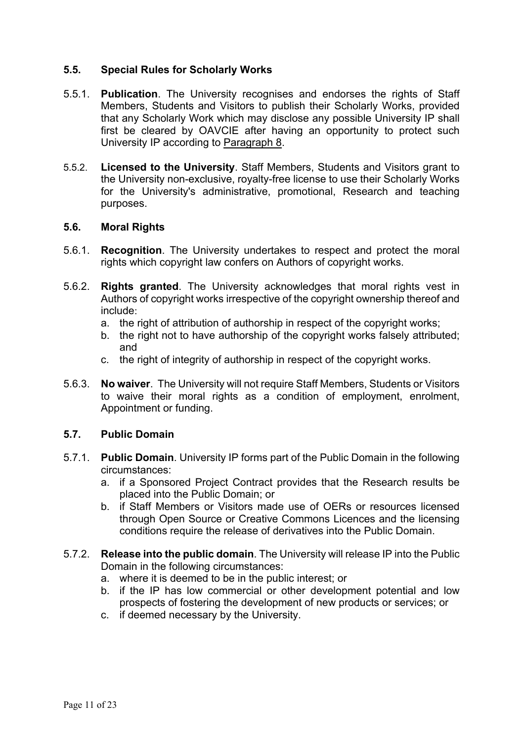### 5.5. Special Rules for Scholarly Works

5.5.1. **Publication**. The University recognises and endorses the rights of Staff Members, Students and Visitors to publish their Scholarly Works, provided that any Scholarly Work which may disclose any possible University IP shall first be cleared by OAVCIE after having an opportunity to protect such University IP according to Paragraph 8.

5.5.2. **Licensed to the University**. Staff Members, Students and Visitors grant to the University non-exclusive, royalty-free license to use their Scholarly Works for the University's administrative, promotional, Research and teaching purposes.

### 5.6. Moral Rights

5.6.1. **Recognition**. The University undertakes to respect and protect the moral rights which copyright law confers on Authors of copyright works.

5.6.2. **Rights granted**. The University acknowledges that moral rights vest in Authors of copyright works irrespective of the copyright ownership thereof and include:

a. the right of attribution of authorship in respect of the copyright works;
b. the right not to have authorship of the copyright works falsely attributed; and
c. the right of integrity of authorship in respect of the copyright works.

5.6.3. **No waiver**. The University will not require Staff Members, Students or Visitors to waive their moral rights as a condition of employment, enrolment, Appointment or funding.

### 5.7. Public Domain

5.7.1. **Public Domain**. University IP forms part of the Public Domain in the following circumstances:

a. if a Sponsored Project Contract provides that the Research results be placed into the Public Domain; or
b. if Staff Members or Visitors made use of OERs or resources licensed through Open Source or Creative Commons Licences and the licensing conditions require the release of derivatives into the Public Domain.

5.7.2. **Release into the public domain**. The University will release IP into the Public Domain in the following circumstances:

a. where it is deemed to be in the public interest; or
b. if the IP has low commercial or other development potential and low prospects of fostering the development of new products or services; or
c. if deemed necessary by the University.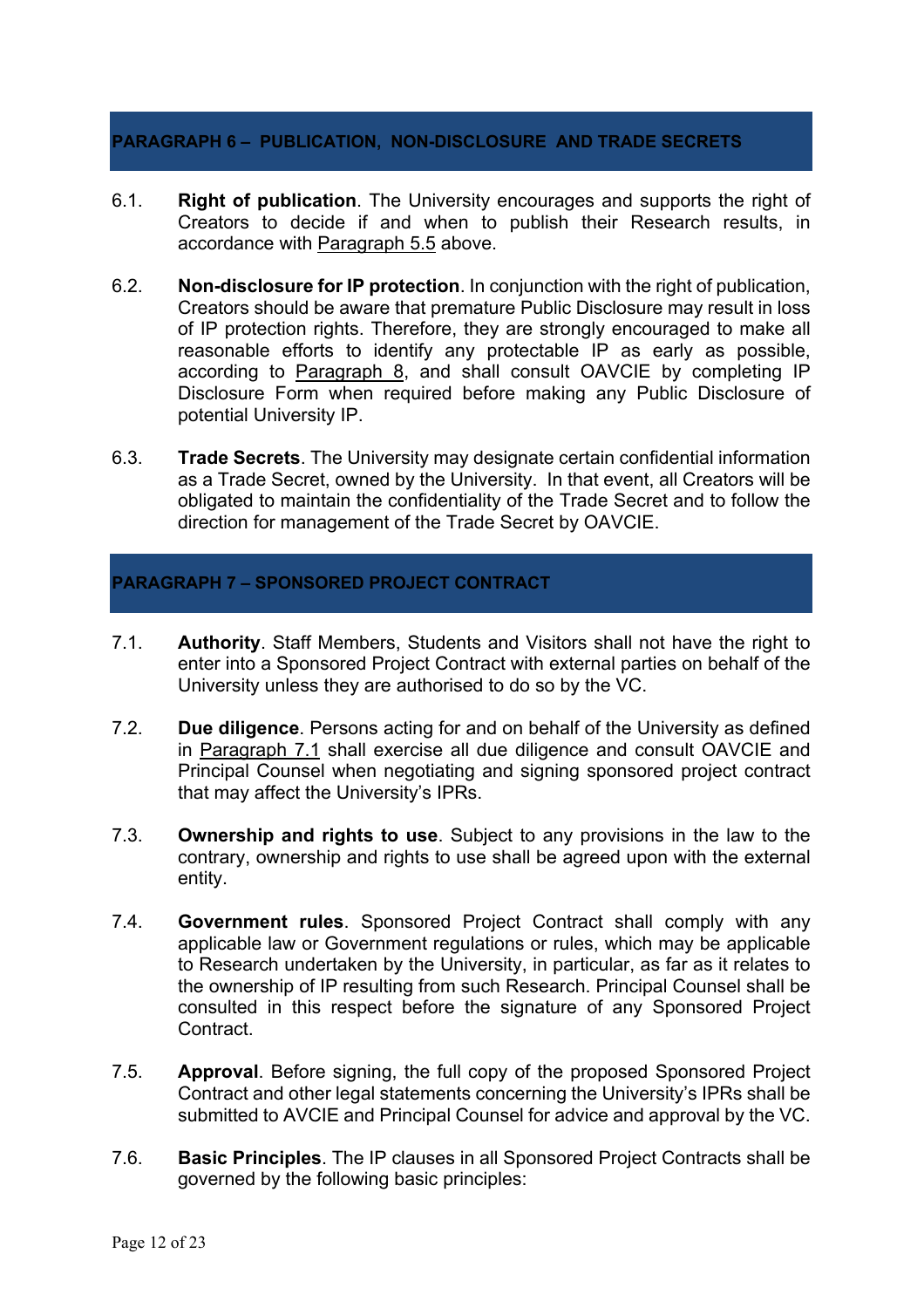## PARAGRAPH 6 – PUBLICATION, NON-DISCLOSURE AND TRADE SECRETS

6.1. **Right of publication**. The University encourages and supports the right of Creators to decide if and when to publish their Research results, in accordance with Paragraph 5.5 above.

6.2. **Non-disclosure for IP protection**. In conjunction with the right of publication, Creators should be aware that premature Public Disclosure may result in loss of IP protection rights. Therefore, they are strongly encouraged to make all reasonable efforts to identify any protectable IP as early as possible, according to Paragraph 8, and shall consult OAVCIE by completing IP Disclosure Form when required before making any Public Disclosure of potential University IP.

6.3. **Trade Secrets**. The University may designate certain confidential information as a Trade Secret, owned by the University. In that event, all Creators will be obligated to maintain the confidentiality of the Trade Secret and to follow the direction for management of the Trade Secret by OAVCIE.

## PARAGRAPH 7 – SPONSORED PROJECT CONTRACT

7.1. **Authority**. Staff Members, Students and Visitors shall not have the right to enter into a Sponsored Project Contract with external parties on behalf of the University unless they are authorised to do so by the VC.

7.2. **Due diligence**. Persons acting for and on behalf of the University as defined in Paragraph 7.1 shall exercise all due diligence and consult OAVCIE and Principal Counsel when negotiating and signing sponsored project contract that may affect the University's IPRs.

7.3. **Ownership and rights to use**. Subject to any provisions in the law to the contrary, ownership and rights to use shall be agreed upon with the external entity.

7.4. **Government rules**. Sponsored Project Contract shall comply with any applicable law or Government regulations or rules, which may be applicable to Research undertaken by the University, in particular, as far as it relates to the ownership of IP resulting from such Research. Principal Counsel shall be consulted in this respect before the signature of any Sponsored Project Contract.

7.5. **Approval**. Before signing, the full copy of the proposed Sponsored Project Contract and other legal statements concerning the University's IPRs shall be submitted to AVCIE and Principal Counsel for advice and approval by the VC.

7.6. **Basic Principles**. The IP clauses in all Sponsored Project Contracts shall be governed by the following basic principles: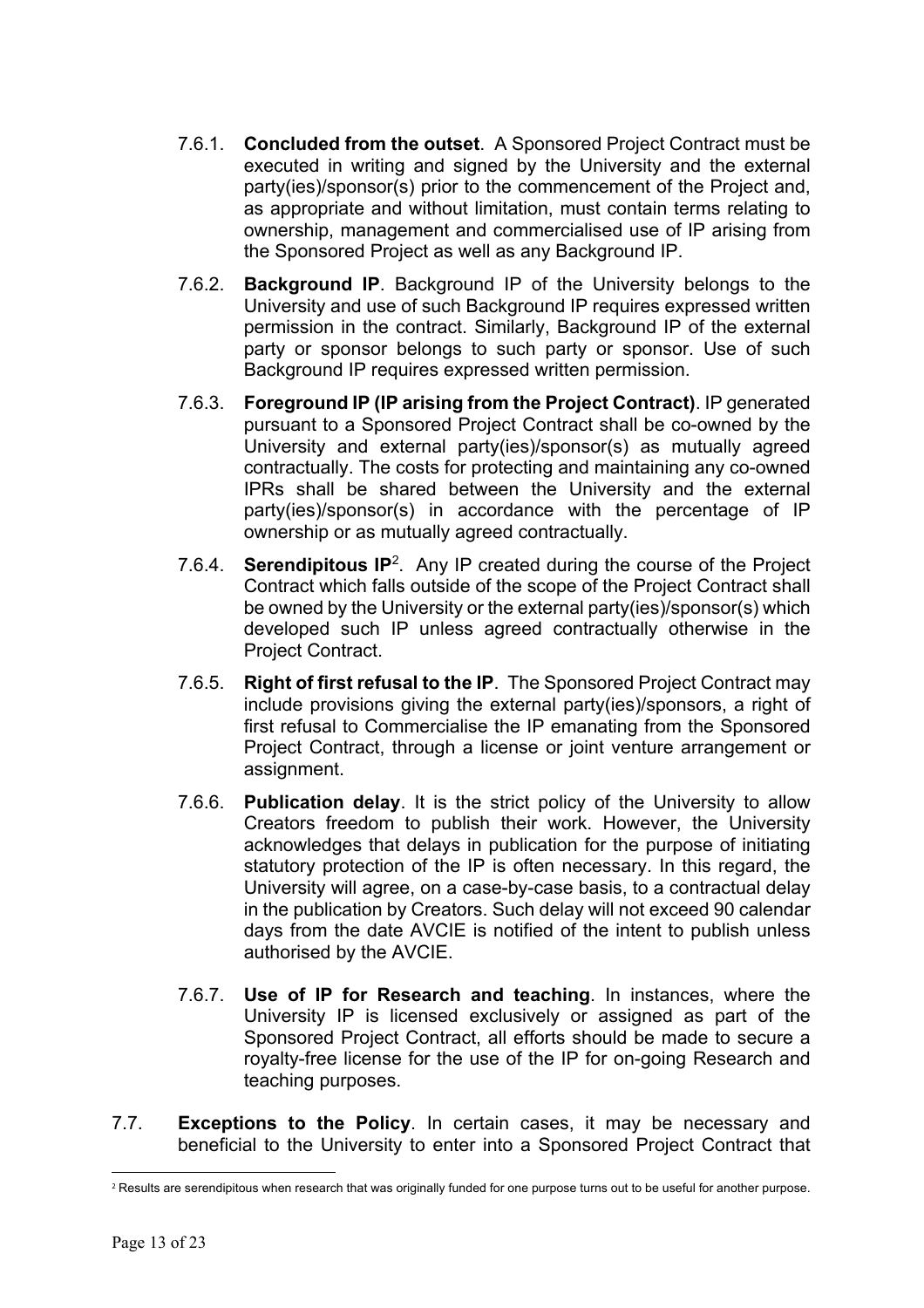7.6.1. **Concluded from the outset**. A Sponsored Project Contract must be executed in writing and signed by the University and the external party(ies)/sponsor(s) prior to the commencement of the Project and, as appropriate and without limitation, must contain terms relating to ownership, management and commercialised use of IP arising from the Sponsored Project as well as any Background IP.

7.6.2. **Background IP**. Background IP of the University belongs to the University and use of such Background IP requires expressed written permission in the contract. Similarly, Background IP of the external party or sponsor belongs to such party or sponsor. Use of such Background IP requires expressed written permission.

7.6.3. **Foreground IP (IP arising from the Project Contract)**. IP generated pursuant to a Sponsored Project Contract shall be co-owned by the University and external party(ies)/sponsor(s) as mutually agreed contractually. The costs for protecting and maintaining any co-owned IPRs shall be shared between the University and the external party(ies)/sponsor(s) in accordance with the percentage of IP ownership or as mutually agreed contractually.

7.6.4. **Serendipitous IP**[2]. Any IP created during the course of the Project Contract which falls outside of the scope of the Project Contract shall be owned by the University or the external party(ies)/sponsor(s) which developed such IP unless agreed contractually otherwise in the Project Contract.

7.6.5. **Right of first refusal to the IP**. The Sponsored Project Contract may include provisions giving the external party(ies)/sponsors, a right of first refusal to Commercialise the IP emanating from the Sponsored Project Contract, through a license or joint venture arrangement or assignment.

7.6.6. **Publication delay**. It is the strict policy of the University to allow Creators freedom to publish their work. However, the University acknowledges that delays in publication for the purpose of initiating statutory protection of the IP is often necessary. In this regard, the University will agree, on a case-by-case basis, to a contractual delay in the publication by Creators. Such delay will not exceed 90 calendar days from the date AVCIE is notified of the intent to publish unless authorised by the AVCIE.

7.6.7. **Use of IP for Research and teaching**. In instances, where the University IP is licensed exclusively or assigned as part of the Sponsored Project Contract, all efforts should be made to secure a royalty-free license for the use of the IP for on-going Research and teaching purposes.

7.7. **Exceptions to the Policy**. In certain cases, it may be necessary and beneficial to the University to enter into a Sponsored Project Contract that

[2] Results are serendipitous when research that was originally funded for one purpose turns out to be useful for another purpose.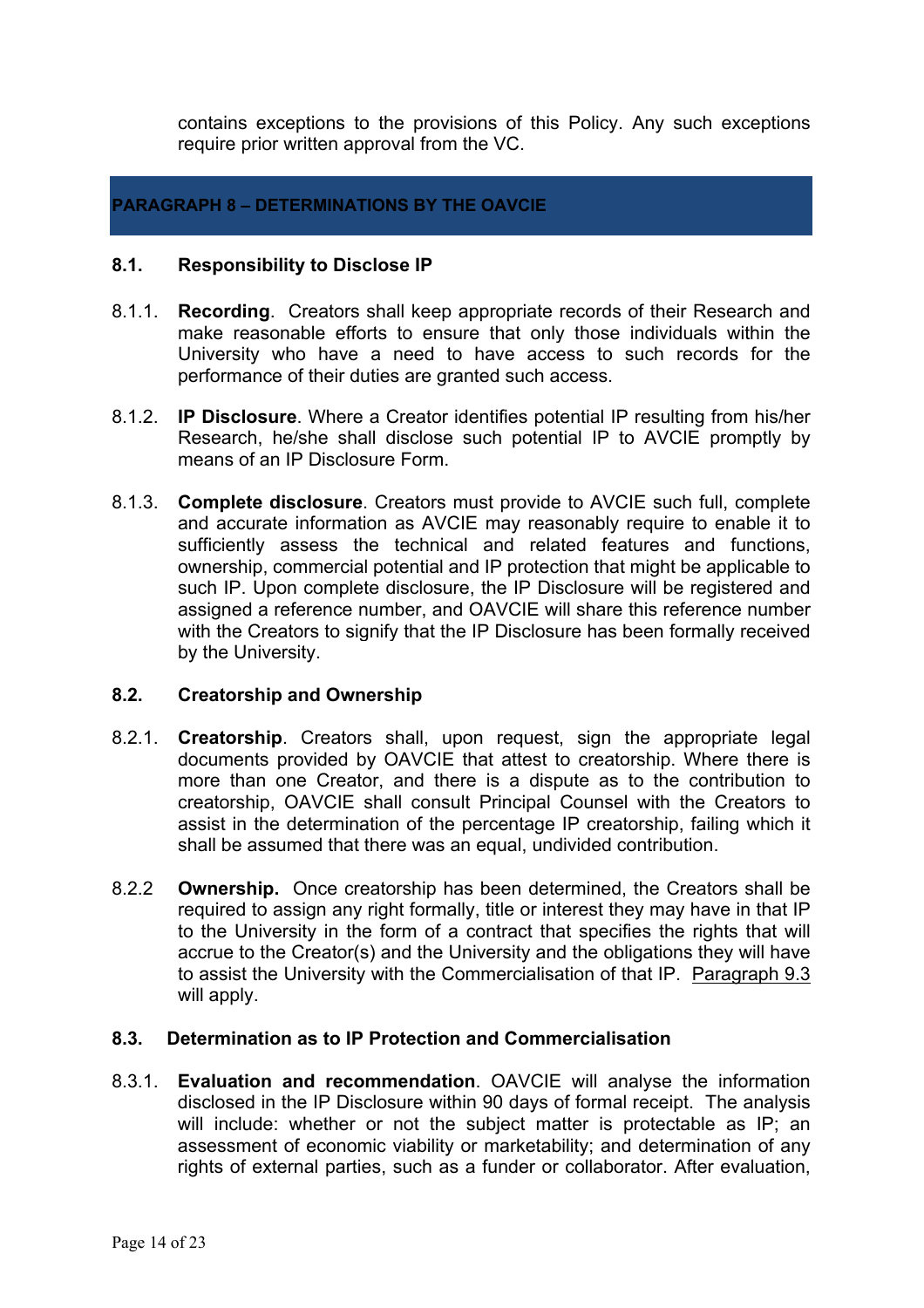contains exceptions to the provisions of this Policy. Any such exceptions require prior written approval from the VC.

## PARAGRAPH 8 – DETERMINATIONS BY THE OAVCIE

### 8.1. Responsibility to Disclose IP

8.1.1. **Recording**. Creators shall keep appropriate records of their Research and make reasonable efforts to ensure that only those individuals within the University who have a need to have access to such records for the performance of their duties are granted such access.

8.1.2. **IP Disclosure**. Where a Creator identifies potential IP resulting from his/her Research, he/she shall disclose such potential IP to AVCIE promptly by means of an IP Disclosure Form.

8.1.3. **Complete disclosure**. Creators must provide to AVCIE such full, complete and accurate information as AVCIE may reasonably require to enable it to sufficiently assess the technical and related features and functions, ownership, commercial potential and IP protection that might be applicable to such IP. Upon complete disclosure, the IP Disclosure will be registered and assigned a reference number, and OAVCIE will share this reference number with the Creators to signify that the IP Disclosure has been formally received by the University.

### 8.2. Creatorship and Ownership

8.2.1. **Creatorship**. Creators shall, upon request, sign the appropriate legal documents provided by OAVCIE that attest to creatorship. Where there is more than one Creator, and there is a dispute as to the contribution to creatorship, OAVCIE shall consult Principal Counsel with the Creators to assist in the determination of the percentage IP creatorship, failing which it shall be assumed that there was an equal, undivided contribution.

8.2.2 **Ownership.** Once creatorship has been determined, the Creators shall be required to assign any right formally, title or interest they may have in that IP to the University in the form of a contract that specifies the rights that will accrue to the Creator(s) and the University and the obligations they will have to assist the University with the Commercialisation of that IP. Paragraph 9.3 will apply.

### 8.3. Determination as to IP Protection and Commercialisation

8.3.1. **Evaluation and recommendation**. OAVCIE will analyse the information disclosed in the IP Disclosure within 90 days of formal receipt. The analysis will include: whether or not the subject matter is protectable as IP; an assessment of economic viability or marketability; and determination of any rights of external parties, such as a funder or collaborator. After evaluation,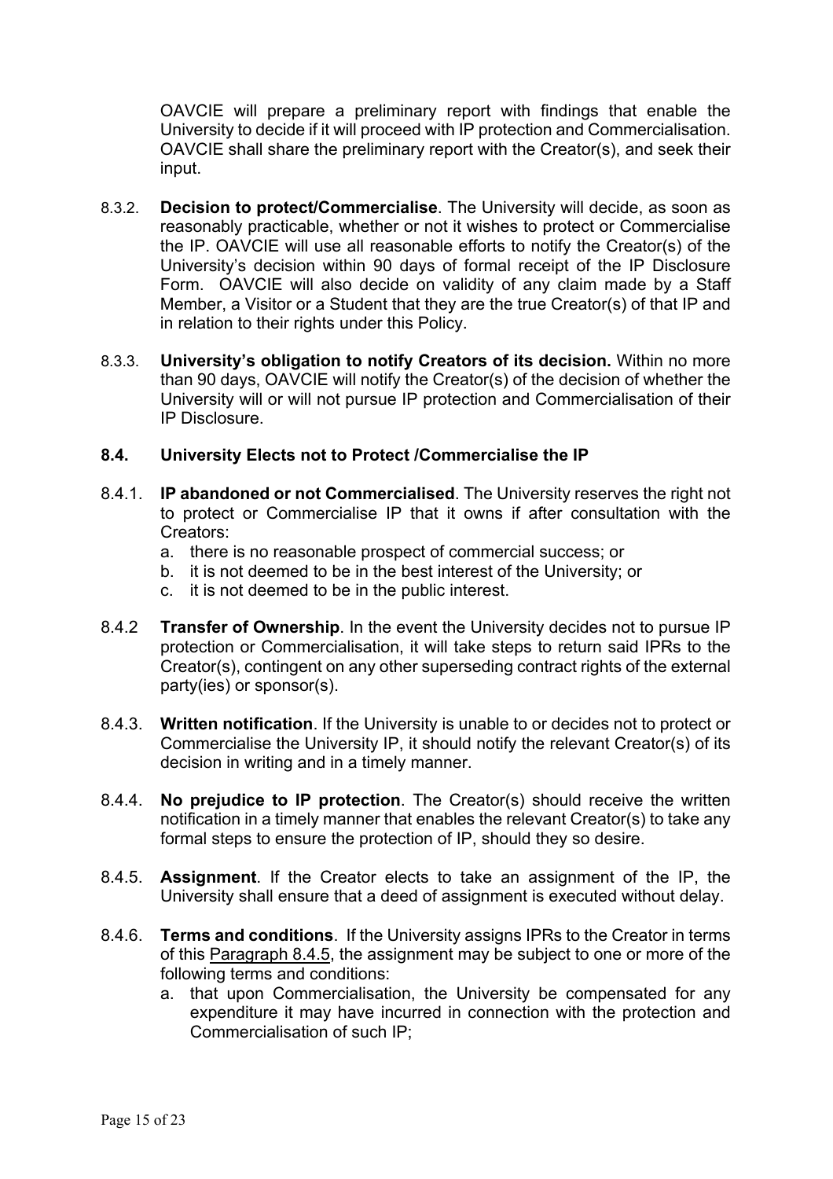OAVCIE will prepare a preliminary report with findings that enable the University to decide if it will proceed with IP protection and Commercialisation. OAVCIE shall share the preliminary report with the Creator(s), and seek their input.

8.3.2. **Decision to protect/Commercialise**. The University will decide, as soon as reasonably practicable, whether or not it wishes to protect or Commercialise the IP. OAVCIE will use all reasonable efforts to notify the Creator(s) of the University's decision within 90 days of formal receipt of the IP Disclosure Form. OAVCIE will also decide on validity of any claim made by a Staff Member, a Visitor or a Student that they are the true Creator(s) of that IP and in relation to their rights under this Policy.

8.3.3. **University's obligation to notify Creators of its decision.** Within no more than 90 days, OAVCIE will notify the Creator(s) of the decision of whether the University will or will not pursue IP protection and Commercialisation of their IP Disclosure.

### 8.4. University Elects not to Protect /Commercialise the IP

8.4.1. **IP abandoned or not Commercialised**. The University reserves the right not to protect or Commercialise IP that it owns if after consultation with the Creators:

a. there is no reasonable prospect of commercial success; or
b. it is not deemed to be in the best interest of the University; or
c. it is not deemed to be in the public interest.

8.4.2 **Transfer of Ownership**. In the event the University decides not to pursue IP protection or Commercialisation, it will take steps to return said IPRs to the Creator(s), contingent on any other superseding contract rights of the external party(ies) or sponsor(s).

8.4.3. **Written notification**. If the University is unable to or decides not to protect or Commercialise the University IP, it should notify the relevant Creator(s) of its decision in writing and in a timely manner.

8.4.4. **No prejudice to IP protection**. The Creator(s) should receive the written notification in a timely manner that enables the relevant Creator(s) to take any formal steps to ensure the protection of IP, should they so desire.

8.4.5. **Assignment**. If the Creator elects to take an assignment of the IP, the University shall ensure that a deed of assignment is executed without delay.

8.4.6. **Terms and conditions**. If the University assigns IPRs to the Creator in terms of this Paragraph 8.4.5, the assignment may be subject to one or more of the following terms and conditions:

a. that upon Commercialisation, the University be compensated for any expenditure it may have incurred in connection with the protection and Commercialisation of such IP;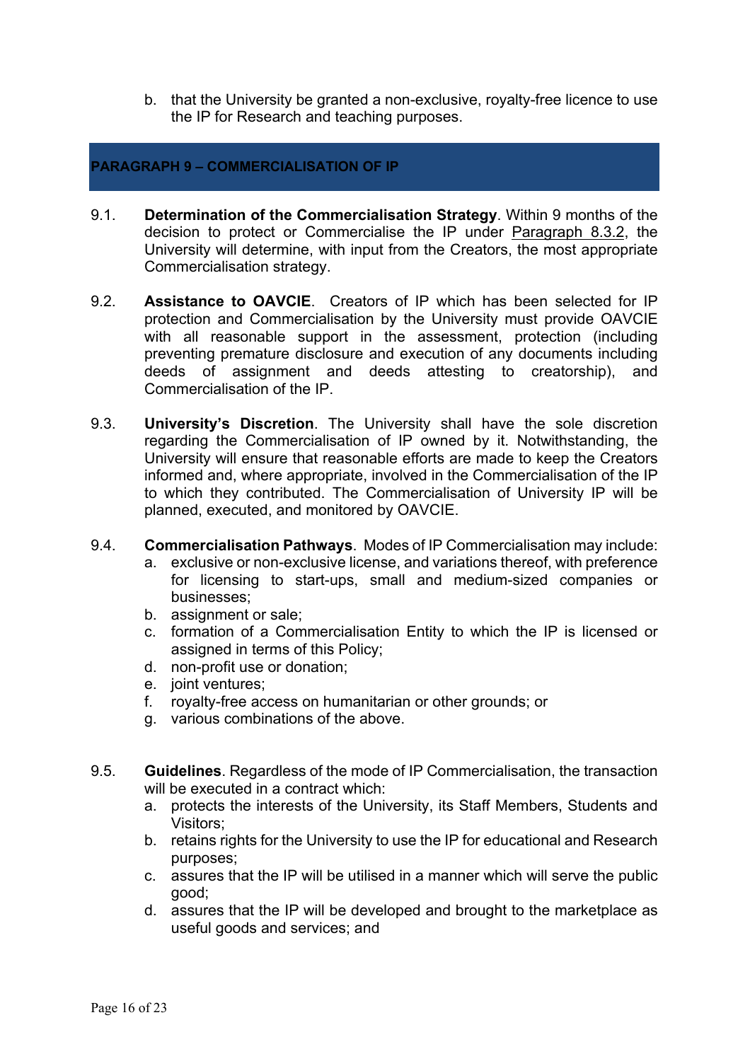b. that the University be granted a non-exclusive, royalty-free licence to use the IP for Research and teaching purposes.

## PARAGRAPH 9 – COMMERCIALISATION OF IP

9.1. **Determination of the Commercialisation Strategy**. Within 9 months of the decision to protect or Commercialise the IP under Paragraph 8.3.2, the University will determine, with input from the Creators, the most appropriate Commercialisation strategy.

9.2. **Assistance to OAVCIE**. Creators of IP which has been selected for IP protection and Commercialisation by the University must provide OAVCIE with all reasonable support in the assessment, protection (including preventing premature disclosure and execution of any documents including deeds of assignment and deeds attesting to creatorship), and Commercialisation of the IP.

9.3. **University's Discretion**. The University shall have the sole discretion regarding the Commercialisation of IP owned by it. Notwithstanding, the University will ensure that reasonable efforts are made to keep the Creators informed and, where appropriate, involved in the Commercialisation of the IP to which they contributed. The Commercialisation of University IP will be planned, executed, and monitored by OAVCIE.

9.4. **Commercialisation Pathways**. Modes of IP Commercialisation may include:

a. exclusive or non-exclusive license, and variations thereof, with preference for licensing to start-ups, small and medium-sized companies or businesses;
b. assignment or sale;
c. formation of a Commercialisation Entity to which the IP is licensed or assigned in terms of this Policy;
d. non-profit use or donation;
e. joint ventures;
f. royalty-free access on humanitarian or other grounds; or
g. various combinations of the above.

9.5. **Guidelines**. Regardless of the mode of IP Commercialisation, the transaction will be executed in a contract which:

a. protects the interests of the University, its Staff Members, Students and Visitors;
b. retains rights for the University to use the IP for educational and Research purposes;
c. assures that the IP will be utilised in a manner which will serve the public good;
d. assures that the IP will be developed and brought to the marketplace as useful goods and services; and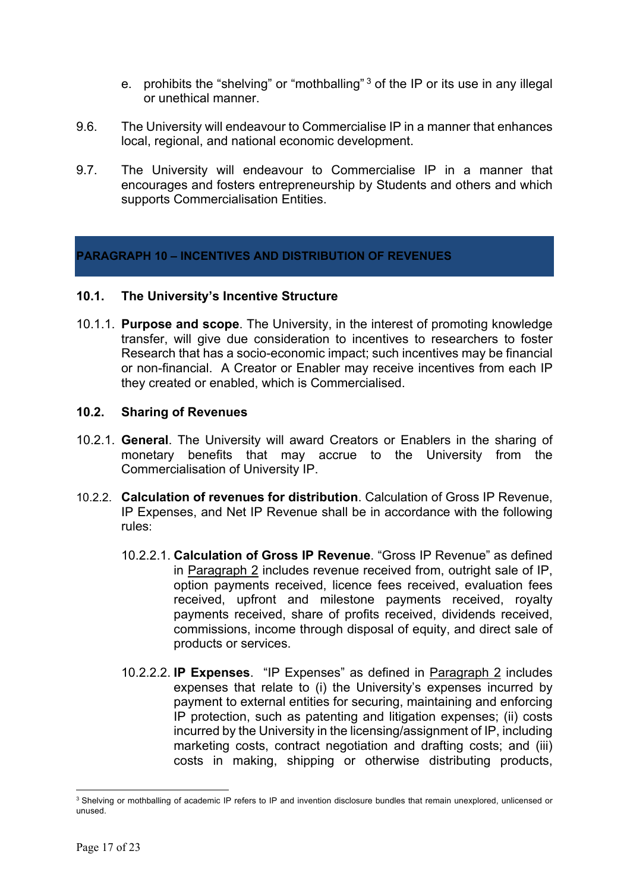e. prohibits the "shelving" or "mothballing"[3] of the IP or its use in any illegal or unethical manner.

9.6. The University will endeavour to Commercialise IP in a manner that enhances local, regional, and national economic development.

9.7. The University will endeavour to Commercialise IP in a manner that encourages and fosters entrepreneurship by Students and others and which supports Commercialisation Entities.

## PARAGRAPH 10 – INCENTIVES AND DISTRIBUTION OF REVENUES

### 10.1. The University's Incentive Structure

10.1.1. **Purpose and scope**. The University, in the interest of promoting knowledge transfer, will give due consideration to incentives to researchers to foster Research that has a socio-economic impact; such incentives may be financial or non-financial. A Creator or Enabler may receive incentives from each IP they created or enabled, which is Commercialised.

### 10.2. Sharing of Revenues

10.2.1. **General**. The University will award Creators or Enablers in the sharing of monetary benefits that may accrue to the University from the Commercialisation of University IP.

10.2.2. **Calculation of revenues for distribution**. Calculation of Gross IP Revenue, IP Expenses, and Net IP Revenue shall be in accordance with the following rules:

10.2.2.1. **Calculation of Gross IP Revenue**. "Gross IP Revenue" as defined in Paragraph 2 includes revenue received from, outright sale of IP, option payments received, licence fees received, evaluation fees received, upfront and milestone payments received, royalty payments received, share of profits received, dividends received, commissions, income through disposal of equity, and direct sale of products or services.

10.2.2.2. **IP Expenses**. "IP Expenses" as defined in Paragraph 2 includes expenses that relate to (i) the University's expenses incurred by payment to external entities for securing, maintaining and enforcing IP protection, such as patenting and litigation expenses; (ii) costs incurred by the University in the licensing/assignment of IP, including marketing costs, contract negotiation and drafting costs; and (iii) costs in making, shipping or otherwise distributing products,

[3] Shelving or mothballing of academic IP refers to IP and invention disclosure bundles that remain unexplored, unlicensed or unused.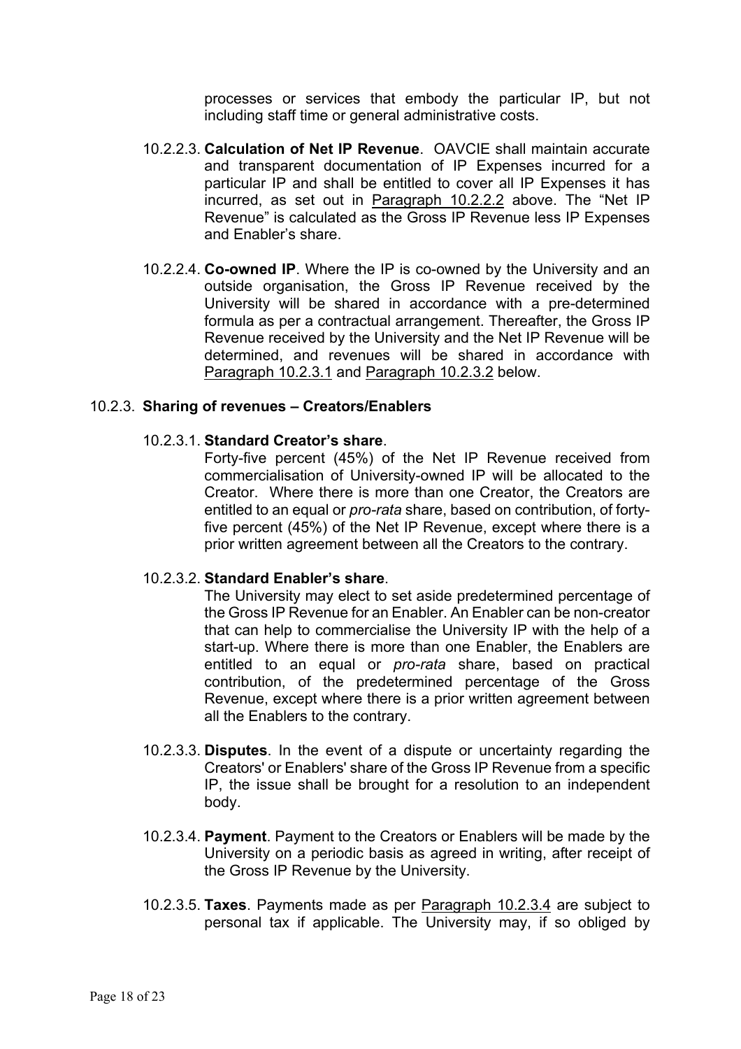processes or services that embody the particular IP, but not including staff time or general administrative costs.

10.2.2.3. **Calculation of Net IP Revenue**. OAVCIE shall maintain accurate and transparent documentation of IP Expenses incurred for a particular IP and shall be entitled to cover all IP Expenses it has incurred, as set out in Paragraph 10.2.2.2 above. The "Net IP Revenue" is calculated as the Gross IP Revenue less IP Expenses and Enabler's share.

10.2.2.4. **Co-owned IP**. Where the IP is co-owned by the University and an outside organisation, the Gross IP Revenue received by the University will be shared in accordance with a pre-determined formula as per a contractual arrangement. Thereafter, the Gross IP Revenue received by the University and the Net IP Revenue will be determined, and revenues will be shared in accordance with Paragraph 10.2.3.1 and Paragraph 10.2.3.2 below.

10.2.3. **Sharing of revenues – Creators/Enablers**

10.2.3.1. **Standard Creator's share**.
Forty-five percent (45%) of the Net IP Revenue received from commercialisation of University-owned IP will be allocated to the Creator. Where there is more than one Creator, the Creators are entitled to an equal or *pro-rata* share, based on contribution, of forty-five percent (45%) of the Net IP Revenue, except where there is a prior written agreement between all the Creators to the contrary.

10.2.3.2. **Standard Enabler's share**.
The University may elect to set aside predetermined percentage of the Gross IP Revenue for an Enabler. An Enabler can be non-creator that can help to commercialise the University IP with the help of a start-up. Where there is more than one Enabler, the Enablers are entitled to an equal or *pro-rata* share, based on practical contribution, of the predetermined percentage of the Gross Revenue, except where there is a prior written agreement between all the Enablers to the contrary.

10.2.3.3. **Disputes**. In the event of a dispute or uncertainty regarding the Creators' or Enablers' share of the Gross IP Revenue from a specific IP, the issue shall be brought for a resolution to an independent body.

10.2.3.4. **Payment**. Payment to the Creators or Enablers will be made by the University on a periodic basis as agreed in writing, after receipt of the Gross IP Revenue by the University.

10.2.3.5. **Taxes**. Payments made as per Paragraph 10.2.3.4 are subject to personal tax if applicable. The University may, if so obliged by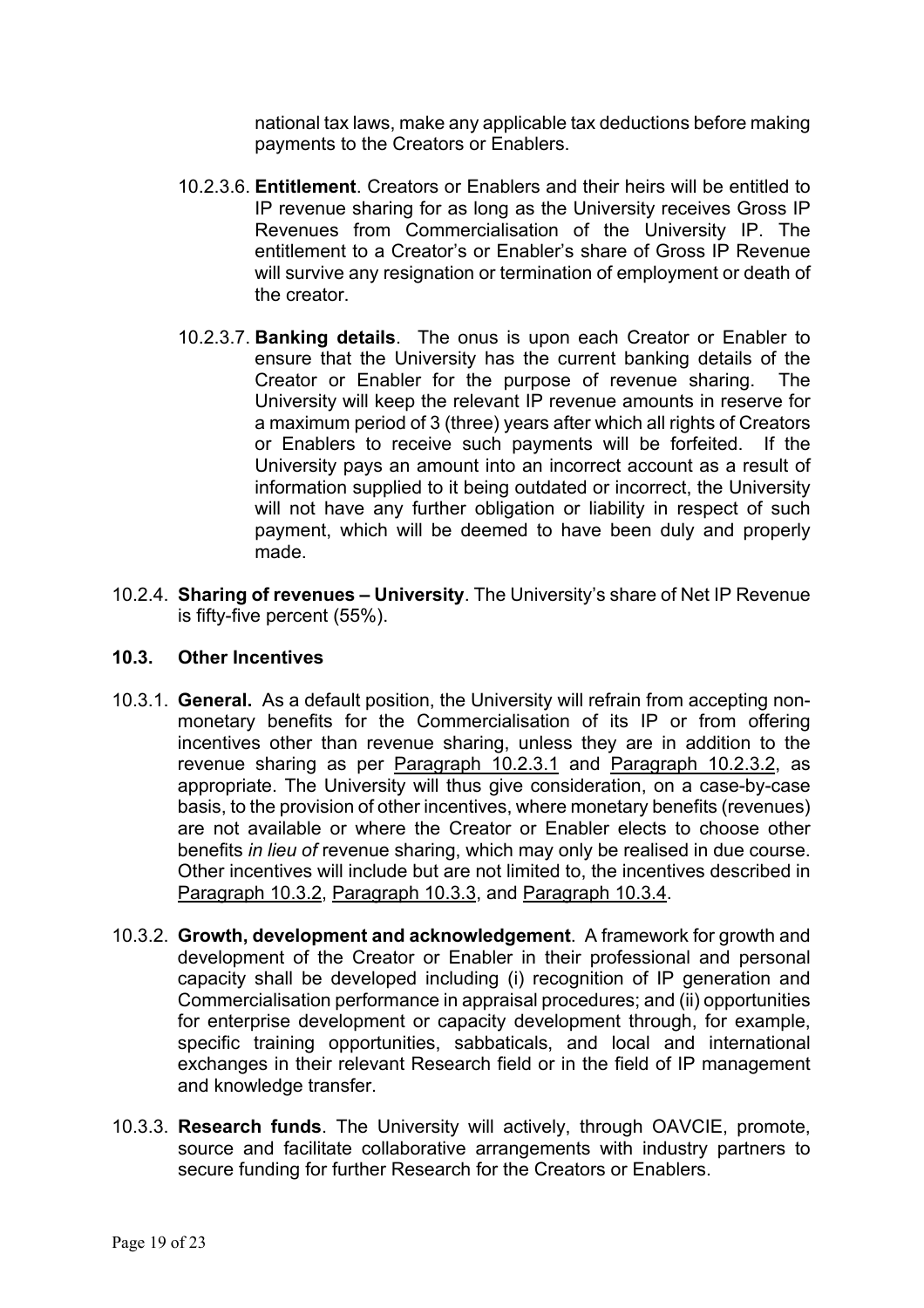national tax laws, make any applicable tax deductions before making payments to the Creators or Enablers.

10.2.3.6. **Entitlement**. Creators or Enablers and their heirs will be entitled to IP revenue sharing for as long as the University receives Gross IP Revenues from Commercialisation of the University IP. The entitlement to a Creator's or Enabler's share of Gross IP Revenue will survive any resignation or termination of employment or death of the creator.

10.2.3.7. **Banking details**. The onus is upon each Creator or Enabler to ensure that the University has the current banking details of the Creator or Enabler for the purpose of revenue sharing. The University will keep the relevant IP revenue amounts in reserve for a maximum period of 3 (three) years after which all rights of Creators or Enablers to receive such payments will be forfeited. If the University pays an amount into an incorrect account as a result of information supplied to it being outdated or incorrect, the University will not have any further obligation or liability in respect of such payment, which will be deemed to have been duly and properly made.

10.2.4. **Sharing of revenues – University**. The University's share of Net IP Revenue is fifty-five percent (55%).

### 10.3. Other Incentives

10.3.1. **General.** As a default position, the University will refrain from accepting non-monetary benefits for the Commercialisation of its IP or from offering incentives other than revenue sharing, unless they are in addition to the revenue sharing as per Paragraph 10.2.3.1 and Paragraph 10.2.3.2, as appropriate. The University will thus give consideration, on a case-by-case basis, to the provision of other incentives, where monetary benefits (revenues) are not available or where the Creator or Enabler elects to choose other benefits *in lieu of* revenue sharing, which may only be realised in due course. Other incentives will include but are not limited to, the incentives described in Paragraph 10.3.2, Paragraph 10.3.3, and Paragraph 10.3.4.

10.3.2. **Growth, development and acknowledgement**. A framework for growth and development of the Creator or Enabler in their professional and personal capacity shall be developed including (i) recognition of IP generation and Commercialisation performance in appraisal procedures; and (ii) opportunities for enterprise development or capacity development through, for example, specific training opportunities, sabbaticals, and local and international exchanges in their relevant Research field or in the field of IP management and knowledge transfer.

10.3.3. **Research funds**. The University will actively, through OAVCIE, promote, source and facilitate collaborative arrangements with industry partners to secure funding for further Research for the Creators or Enablers.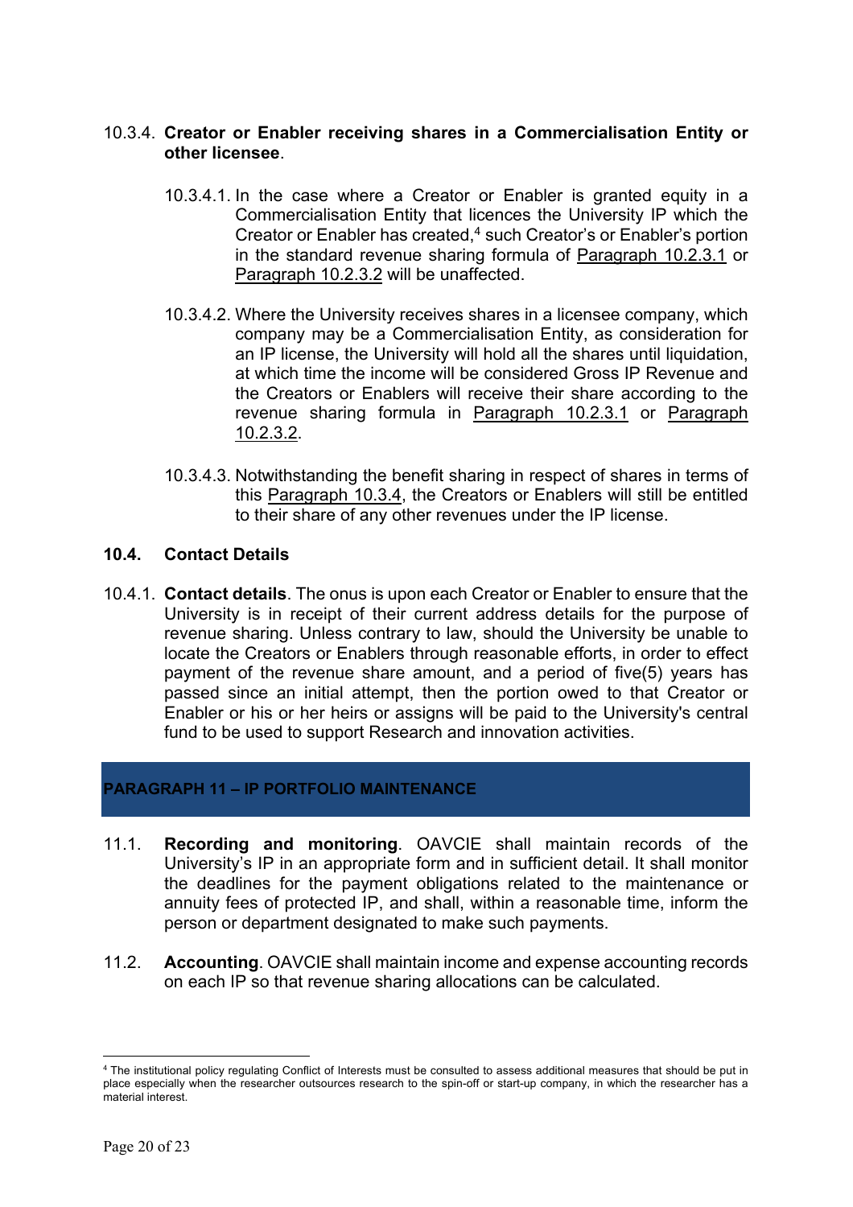10.3.4. **Creator or Enabler receiving shares in a Commercialisation Entity or other licensee**.

10.3.4.1. In the case where a Creator or Enabler is granted equity in a Commercialisation Entity that licences the University IP which the Creator or Enabler has created,[4] such Creator's or Enabler's portion in the standard revenue sharing formula of Paragraph 10.2.3.1 or Paragraph 10.2.3.2 will be unaffected.

10.3.4.2. Where the University receives shares in a licensee company, which company may be a Commercialisation Entity, as consideration for an IP license, the University will hold all the shares until liquidation, at which time the income will be considered Gross IP Revenue and the Creators or Enablers will receive their share according to the revenue sharing formula in Paragraph 10.2.3.1 or Paragraph 10.2.3.2.

10.3.4.3. Notwithstanding the benefit sharing in respect of shares in terms of this Paragraph 10.3.4, the Creators or Enablers will still be entitled to their share of any other revenues under the IP license.

## 10.4. Contact Details

10.4.1. **Contact details**. The onus is upon each Creator or Enabler to ensure that the University is in receipt of their current address details for the purpose of revenue sharing. Unless contrary to law, should the University be unable to locate the Creators or Enablers through reasonable efforts, in order to effect payment of the revenue share amount, and a period of five(5) years has passed since an initial attempt, then the portion owed to that Creator or Enabler or his or her heirs or assigns will be paid to the University's central fund to be used to support Research and innovation activities.

## PARAGRAPH 11 – IP PORTFOLIO MAINTENANCE

11.1. **Recording and monitoring**. OAVCIE shall maintain records of the University's IP in an appropriate form and in sufficient detail. It shall monitor the deadlines for the payment obligations related to the maintenance or annuity fees of protected IP, and shall, within a reasonable time, inform the person or department designated to make such payments.

11.2. **Accounting**. OAVCIE shall maintain income and expense accounting records on each IP so that revenue sharing allocations can be calculated.

[4] The institutional policy regulating Conflict of Interests must be consulted to assess additional measures that should be put in place especially when the researcher outsources research to the spin-off or start-up company, in which the researcher has a material interest.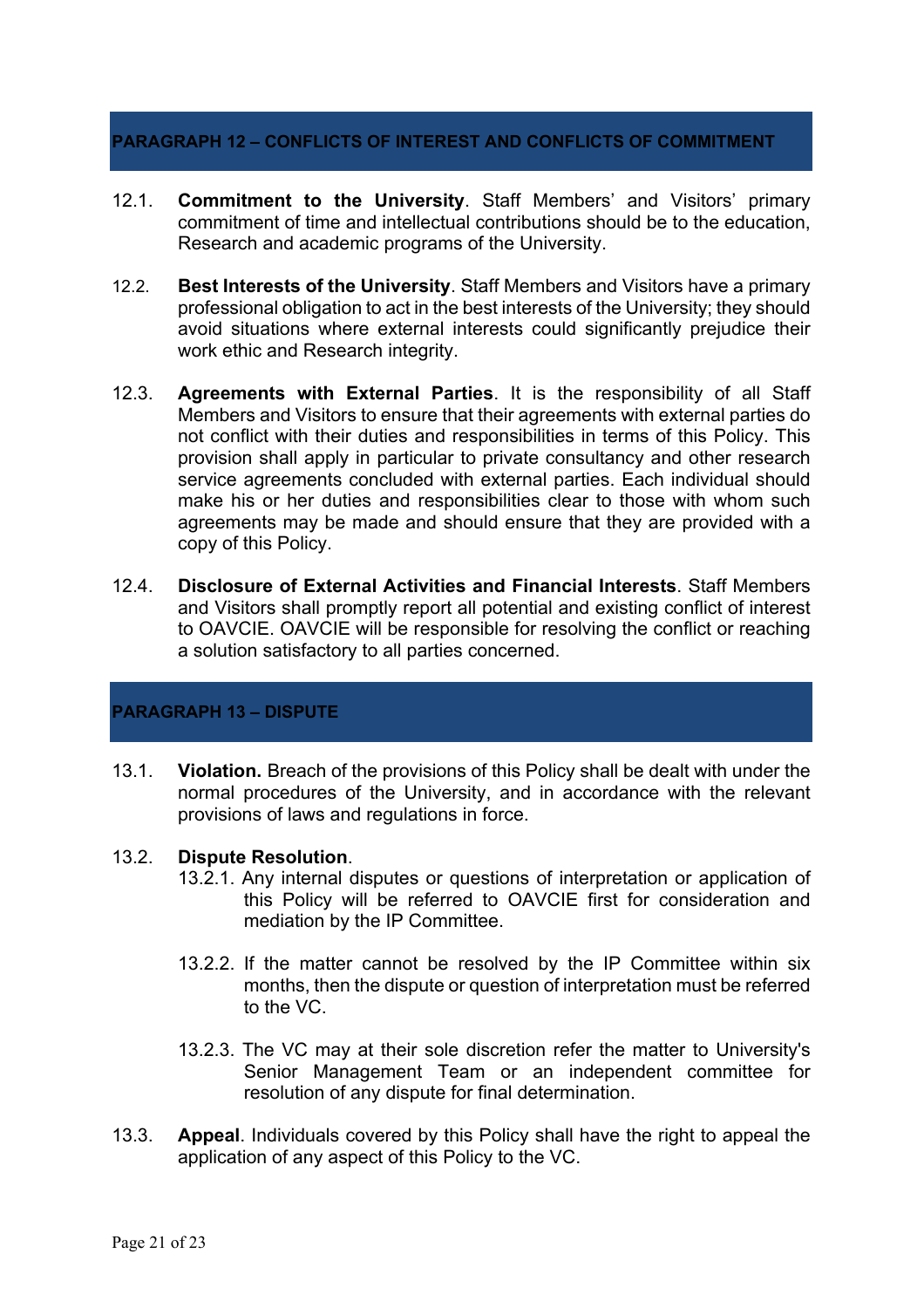## PARAGRAPH 12 – CONFLICTS OF INTEREST AND CONFLICTS OF COMMITMENT

12.1. **Commitment to the University**. Staff Members' and Visitors' primary commitment of time and intellectual contributions should be to the education, Research and academic programs of the University.

12.2. **Best Interests of the University**. Staff Members and Visitors have a primary professional obligation to act in the best interests of the University; they should avoid situations where external interests could significantly prejudice their work ethic and Research integrity.

12.3. **Agreements with External Parties**. It is the responsibility of all Staff Members and Visitors to ensure that their agreements with external parties do not conflict with their duties and responsibilities in terms of this Policy. This provision shall apply in particular to private consultancy and other research service agreements concluded with external parties. Each individual should make his or her duties and responsibilities clear to those with whom such agreements may be made and should ensure that they are provided with a copy of this Policy.

12.4. **Disclosure of External Activities and Financial Interests**. Staff Members and Visitors shall promptly report all potential and existing conflict of interest to OAVCIE. OAVCIE will be responsible for resolving the conflict or reaching a solution satisfactory to all parties concerned.

## PARAGRAPH 13 – DISPUTE

13.1. **Violation.** Breach of the provisions of this Policy shall be dealt with under the normal procedures of the University, and in accordance with the relevant provisions of laws and regulations in force.

13.2. **Dispute Resolution**.

13.2.1. Any internal disputes or questions of interpretation or application of this Policy will be referred to OAVCIE first for consideration and mediation by the IP Committee.

13.2.2. If the matter cannot be resolved by the IP Committee within six months, then the dispute or question of interpretation must be referred to the VC.

13.2.3. The VC may at their sole discretion refer the matter to University's Senior Management Team or an independent committee for resolution of any dispute for final determination.

13.3. **Appeal**. Individuals covered by this Policy shall have the right to appeal the application of any aspect of this Policy to the VC.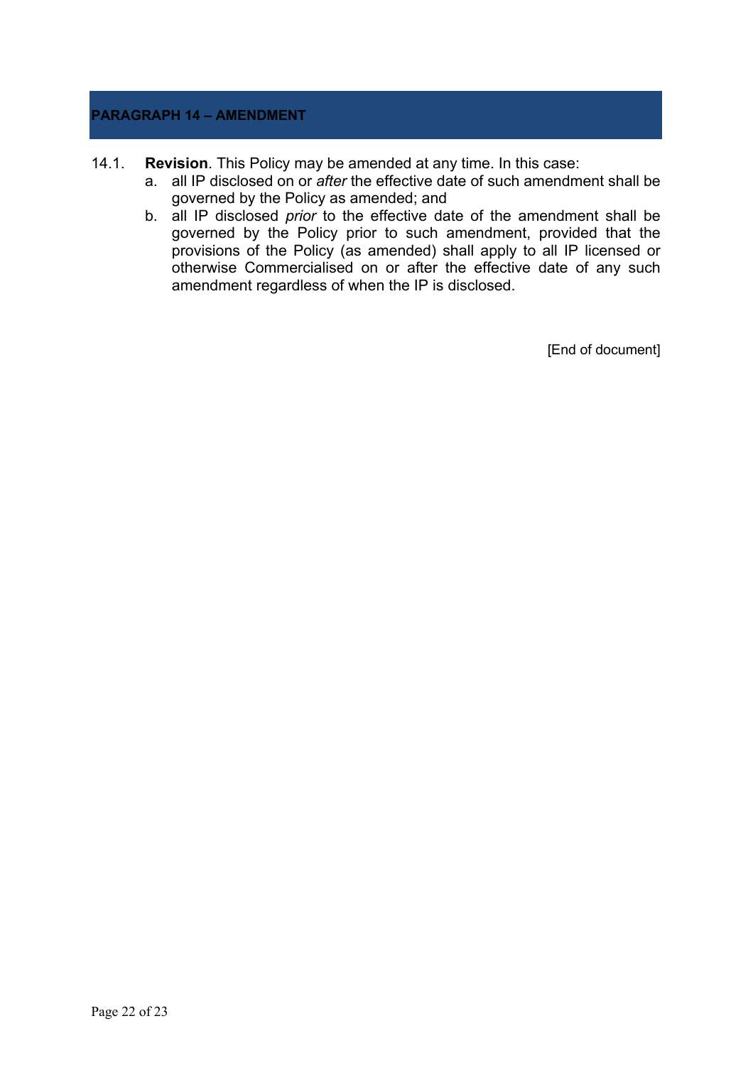## PARAGRAPH 14 – AMENDMENT

14.1. **Revision**. This Policy may be amended at any time. In this case:

a. all IP disclosed on or *after* the effective date of such amendment shall be governed by the Policy as amended; and

b. all IP disclosed *prior* to the effective date of the amendment shall be governed by the Policy prior to such amendment, provided that the provisions of the Policy (as amended) shall apply to all IP licensed or otherwise Commercialised on or after the effective date of any such amendment regardless of when the IP is disclosed.

[End of document]